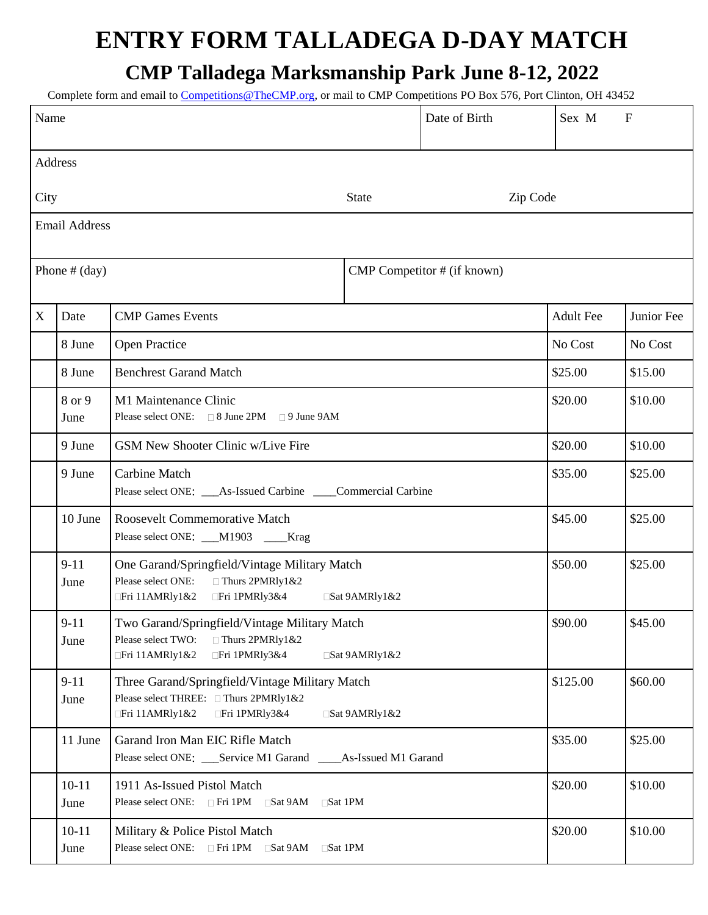# ENTRY FORM TALLADEGA D-DAY MATCH

## CMP Talladega Marksmanship Park June 8-12, 2022

Complete form and email to Competitions@TheCMP.org, or mail to CMP Competitions PO Box 576, Port Clinton, OH 43452

| | | |
|---|---|---|
| Name | Date of Birth | Sex M F |
| Address<br>City State Zip Code | | |
| Email Address | | |
| Phone # (day) | CMP Competitor # (if known) | |

| X | Date | CMP Games Events | Adult Fee | Junior Fee |
|---|---|---|---|---|
| | 8 June | Open Practice | No Cost | No Cost |
| | 8 June | Benchrest Garand Match | $25.00 | $15.00 |
| | 8 or 9 June | M1 Maintenance Clinic<br>Please select ONE: ☐ 8 June 2PM ☐ 9 June 9AM | $20.00 | $10.00 |
| | 9 June | GSM New Shooter Clinic w/Live Fire | $20.00 | $10.00 |
| | 9 June | Carbine Match<br>Please select ONE: ___As-Issued Carbine ____Commercial Carbine | $35.00 | $25.00 |
| | 10 June | Roosevelt Commemorative Match<br>Please select ONE: ___M1903 ____Krag | $45.00 | $25.00 |
| | 9-11 June | One Garand/Springfield/Vintage Military Match<br>Please select ONE: ☐ Thurs 2PMRly1&2<br>☐Fri 11AMRly1&2 ☐Fri 1PMRly3&4 ☐Sat 9AMRly1&2 | $50.00 | $25.00 |
| | 9-11 June | Two Garand/Springfield/Vintage Military Match<br>Please select TWO: ☐ Thurs 2PMRly1&2<br>☐Fri 11AMRly1&2 ☐Fri 1PMRly3&4 ☐Sat 9AMRly1&2 | $90.00 | $45.00 |
| | 9-11 June | Three Garand/Springfield/Vintage Military Match<br>Please select THREE: ☐ Thurs 2PMRly1&2<br>☐Fri 11AMRly1&2 ☐Fri 1PMRly3&4 ☐Sat 9AMRly1&2 | $125.00 | $60.00 |
| | 11 June | Garand Iron Man EIC Rifle Match<br>Please select ONE: ___Service M1 Garand ____As-Issued M1 Garand | $35.00 | $25.00 |
| | 10-11 June | 1911 As-Issued Pistol Match<br>Please select ONE: ☐ Fri 1PM ☐Sat 9AM ☐Sat 1PM | $20.00 | $10.00 |
| | 10-11 June | Military & Police Pistol Match<br>Please select ONE: ☐ Fri 1PM ☐Sat 9AM ☐Sat 1PM | $20.00 | $10.00 |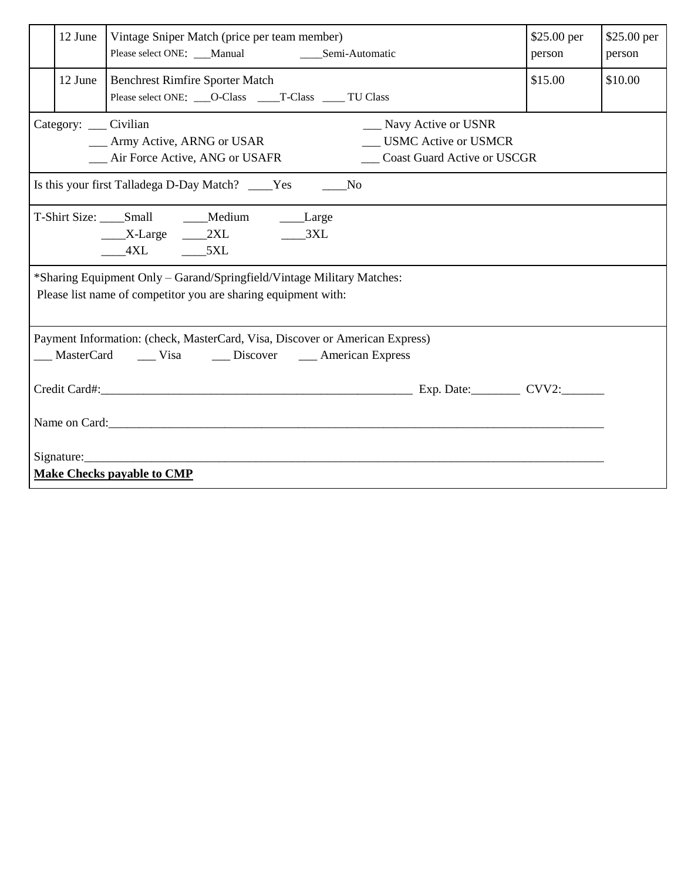| | | | | |
|---|---|---|---|---|
| | 12 June | Vintage Sniper Match (price per team member)<br>Please select ONE: ___Manual ____Semi-Automatic | $25.00 per person | $25.00 per person |
| | 12 June | Benchrest Rimfire Sporter Match<br>Please select ONE: ___O-Class ____T-Class ____ TU Class | $15.00 | $10.00 |

Category: ___ Civilian
___ Army Active, ARNG or USAR
___ Air Force Active, ANG or USAFR
___ Navy Active or USNR
___ USMC Active or USMCR
___ Coast Guard Active or USCGR

Is this your first Talladega D-Day Match? ____Yes ____No

T-Shirt Size: ____Small ____Medium ____Large
____X-Large ____2XL ____3XL
____4XL ____5XL

*Sharing Equipment Only – Garand/Springfield/Vintage Military Matches:
Please list name of competitor you are sharing equipment with:

Payment Information: (check, MasterCard, Visa, Discover or American Express)
___ MasterCard ___ Visa ___ Discover ___ American Express

Credit Card#:_____________________________________________________ Exp. Date:________ CVV2:_______

Name on Card:_________________________________________________________________________________

Signature:____________________________________________________________________________________

**Make Checks payable to CMP**